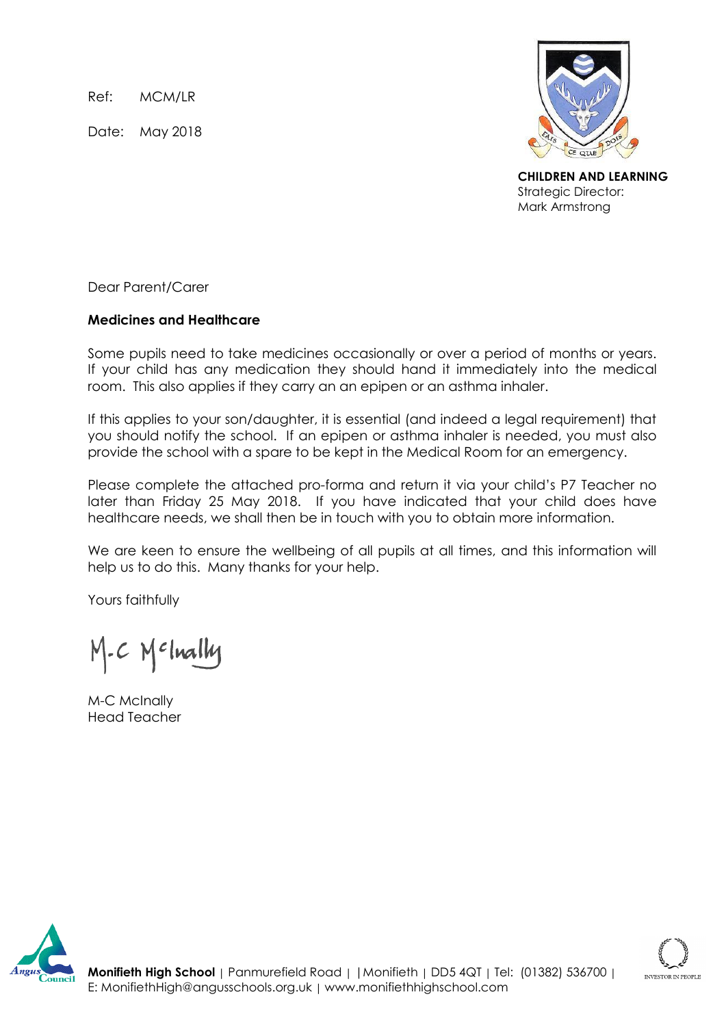Ref: MCM/LR

Date: May 2018

**CHILDREN AND LEARNING**
Strategic Director:
Mark Armstrong

Dear Parent/Carer

**Medicines and Healthcare**

Some pupils need to take medicines occasionally or over a period of months or years. If your child has any medication they should hand it immediately into the medical room. This also applies if they carry an an epipen or an asthma inhaler.

If this applies to your son/daughter, it is essential (and indeed a legal requirement) that you should notify the school. If an epipen or asthma inhaler is needed, you must also provide the school with a spare to be kept in the Medical Room for an emergency.

Please complete the attached pro-forma and return it via your child's P7 Teacher no later than Friday 25 May 2018. If you have indicated that your child does have healthcare needs, we shall then be in touch with you to obtain more information.

We are keen to ensure the wellbeing of all pupils at all times, and this information will help us to do this. Many thanks for your help.

Yours faithfully

M-C McInally

M-C McInally
Head Teacher

**Monifieth High School** | Panmurefield Road | |Monifieth | DD5 4QT | Tel: (01382) 536700 | E: MonifiethHigh@angusschools.org.uk | www.monifiethhighschool.com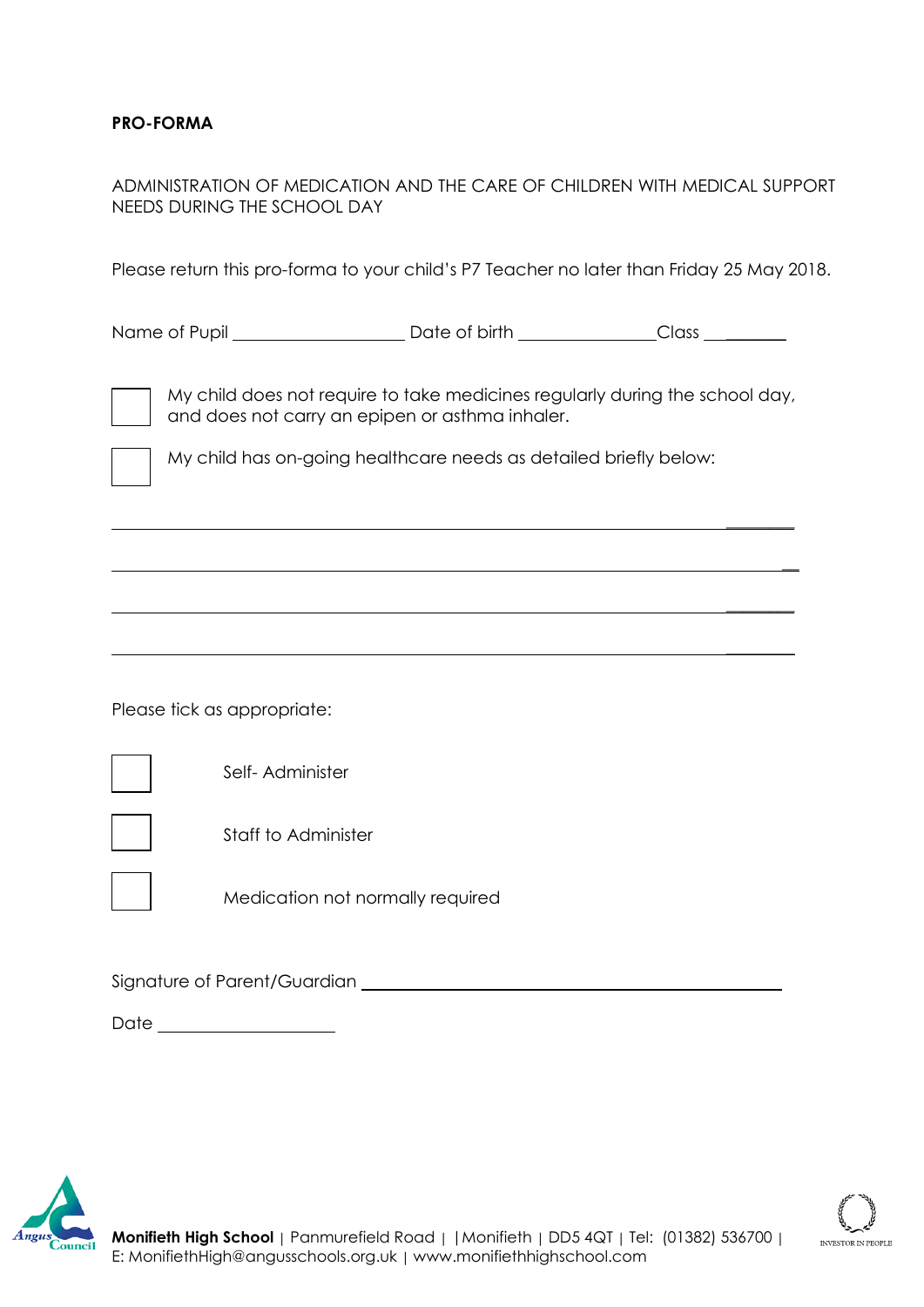**PRO-FORMA**

ADMINISTRATION OF MEDICATION AND THE CARE OF CHILDREN WITH MEDICAL SUPPORT NEEDS DURING THE SCHOOL DAY

Please return this pro-forma to your child's P7 Teacher no later than Friday 25 May 2018.

Name of Pupil ____________________ Date of birth ________________ Class __________

☐ My child does not require to take medicines regularly during the school day, and does not carry an epipen or asthma inhaler.

☐ My child has on-going healthcare needs as detailed briefly below:

________________________________________________________________________________

________________________________________________________________________________

________________________________________________________________________________

________________________________________________________________________________

Please tick as appropriate:

☐ Self- Administer

☐ Staff to Administer

☐ Medication not normally required

Signature of Parent/Guardian ________________________________________________

Date _____________________

**Monifieth High School** | Panmurefield Road | | Monifieth | DD5 4QT | Tel: (01382) 536700 | E: MonifiethHigh@angusschools.org.uk | www.monifiethhighschool.com